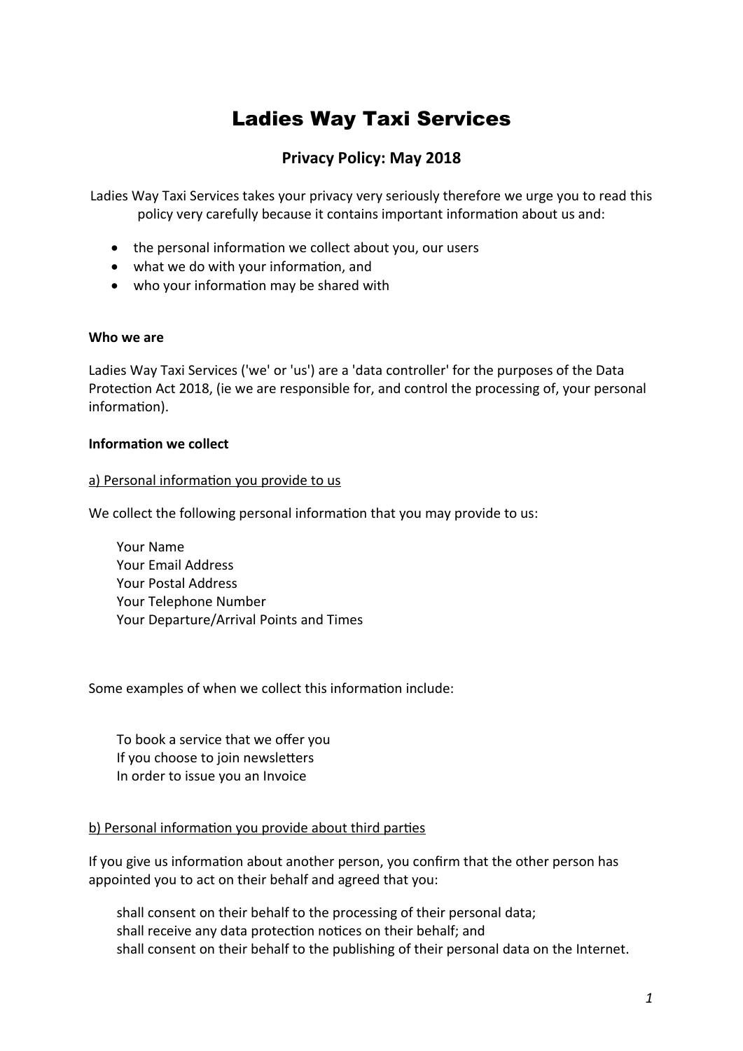# Ladies Way Taxi Services

## Privacy Policy: May 2018

Ladies Way Taxi Services takes your privacy very seriously therefore we urge you to read this policy very carefully because it contains important information about us and:

- the personal information we collect about you, our users
- what we do with your information, and
- who your information may be shared with

**Who we are**

Ladies Way Taxi Services ('we' or 'us') are a 'data controller' for the purposes of the Data Protection Act 2018, (ie we are responsible for, and control the processing of, your personal information).

**Information we collect**

<u>a) Personal information you provide to us</u>

We collect the following personal information that you may provide to us:

Your Name
Your Email Address
Your Postal Address
Your Telephone Number
Your Departure/Arrival Points and Times

Some examples of when we collect this information include:

To book a service that we offer you
If you choose to join newsletters
In order to issue you an Invoice

<u>b) Personal information you provide about third parties</u>

If you give us information about another person, you confirm that the other person has appointed you to act on their behalf and agreed that you:

shall consent on their behalf to the processing of their personal data;
shall receive any data protection notices on their behalf; and
shall consent on their behalf to the publishing of their personal data on the Internet.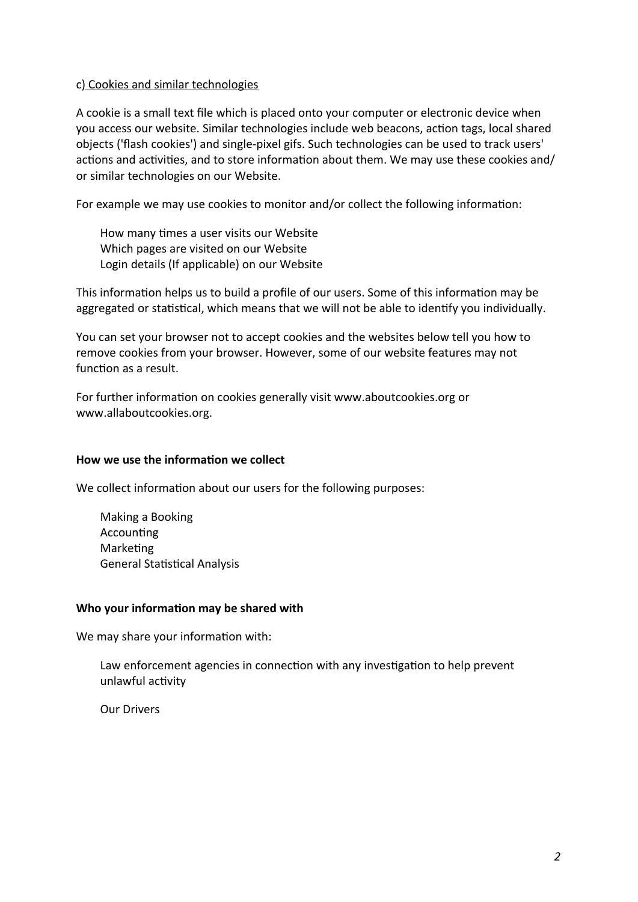c) Cookies and similar technologies

A cookie is a small text file which is placed onto your computer or electronic device when you access our website. Similar technologies include web beacons, action tags, local shared objects ('flash cookies') and single-pixel gifs. Such technologies can be used to track users' actions and activities, and to store information about them. We may use these cookies and/or similar technologies on our Website.

For example we may use cookies to monitor and/or collect the following information:

- How many times a user visits our Website
- Which pages are visited on our Website
- Login details (If applicable) on our Website

This information helps us to build a profile of our users. Some of this information may be aggregated or statistical, which means that we will not be able to identify you individually.

You can set your browser not to accept cookies and the websites below tell you how to remove cookies from your browser. However, some of our website features may not function as a result.

For further information on cookies generally visit www.aboutcookies.org or www.allaboutcookies.org.

**How we use the information we collect**

We collect information about our users for the following purposes:

- Making a Booking
- Accounting
- Marketing
- General Statistical Analysis

**Who your information may be shared with**

We may share your information with:

- Law enforcement agencies in connection with any investigation to help prevent unlawful activity
- Our Drivers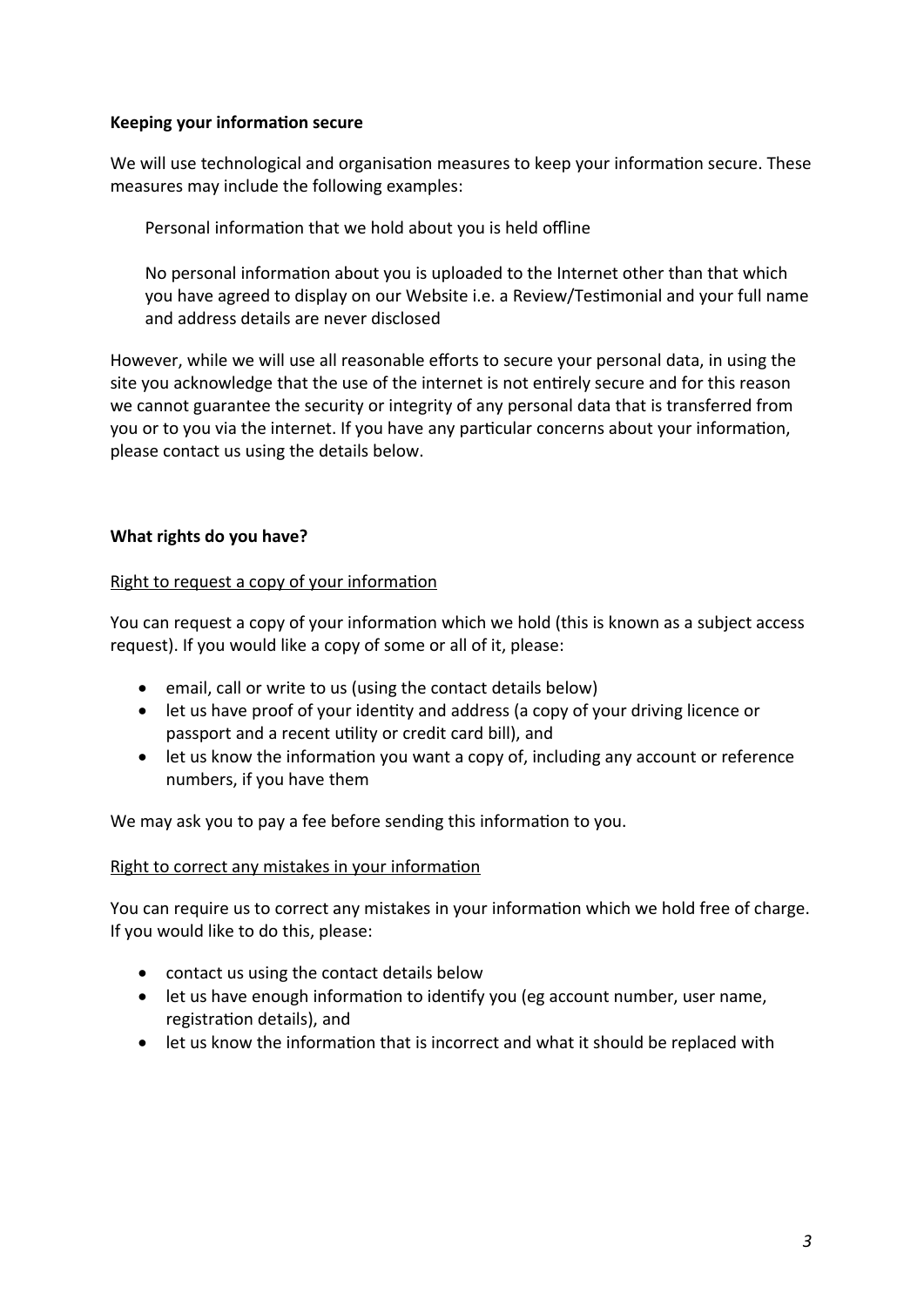**Keeping your information secure**

We will use technological and organisation measures to keep your information secure. These measures may include the following examples:

> Personal information that we hold about you is held offline
>
> No personal information about you is uploaded to the Internet other than that which you have agreed to display on our Website i.e. a Review/Testimonial and your full name and address details are never disclosed

However, while we will use all reasonable efforts to secure your personal data, in using the site you acknowledge that the use of the internet is not entirely secure and for this reason we cannot guarantee the security or integrity of any personal data that is transferred from you or to you via the internet. If you have any particular concerns about your information, please contact us using the details below.

**What rights do you have?**

<u>Right to request a copy of your information</u>

You can request a copy of your information which we hold (this is known as a subject access request). If you would like a copy of some or all of it, please:

- email, call or write to us (using the contact details below)
- let us have proof of your identity and address (a copy of your driving licence or passport and a recent utility or credit card bill), and
- let us know the information you want a copy of, including any account or reference numbers, if you have them

We may ask you to pay a fee before sending this information to you.

<u>Right to correct any mistakes in your information</u>

You can require us to correct any mistakes in your information which we hold free of charge. If you would like to do this, please:

- contact us using the contact details below
- let us have enough information to identify you (eg account number, user name, registration details), and
- let us know the information that is incorrect and what it should be replaced with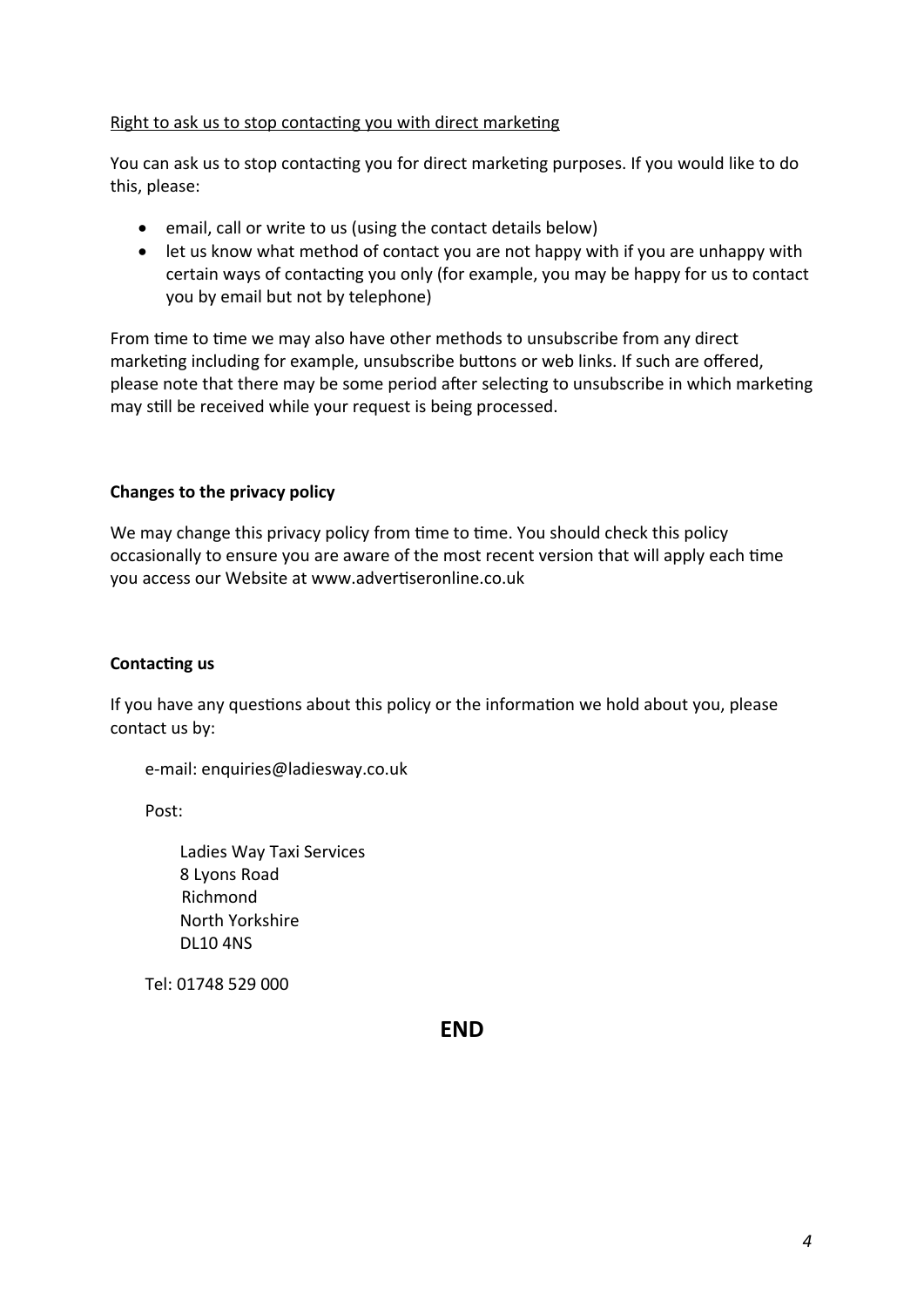<u>Right to ask us to stop contacting you with direct marketing</u>

You can ask us to stop contacting you for direct marketing purposes. If you would like to do this, please:

- email, call or write to us (using the contact details below)
- let us know what method of contact you are not happy with if you are unhappy with certain ways of contacting you only (for example, you may be happy for us to contact you by email but not by telephone)

From time to time we may also have other methods to unsubscribe from any direct marketing including for example, unsubscribe buttons or web links. If such are offered, please note that there may be some period after selecting to unsubscribe in which marketing may still be received while your request is being processed.

**Changes to the privacy policy**

We may change this privacy policy from time to time. You should check this policy occasionally to ensure you are aware of the most recent version that will apply each time you access our Website at www.advertiseronline.co.uk

**Contacting us**

If you have any questions about this policy or the information we hold about you, please contact us by:

e-mail: enquiries@ladiesway.co.uk

Post:

Ladies Way Taxi Services
8 Lyons Road
Richmond
North Yorkshire
DL10 4NS

Tel: 01748 529 000

**END**